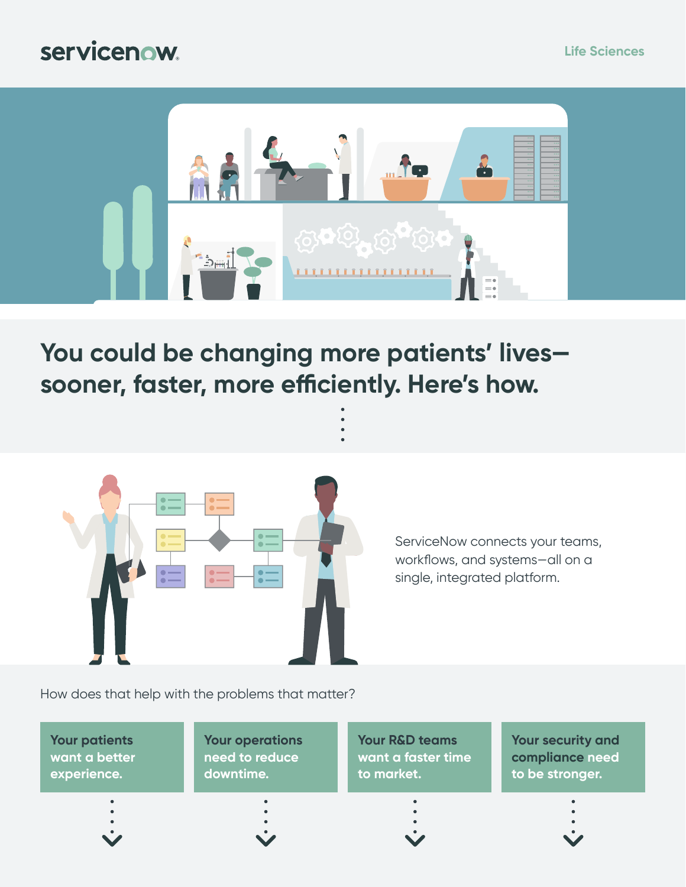servicenow

Life Sciences

# You could be changing more patients' lives—sooner, faster, more efficiently. Here's how.

ServiceNow connects your teams, workflows, and systems—all on a single, integrated platform.

How does that help with the problems that matter?

**Your patients want a better experience.**

**Your operations need to reduce downtime.**

**Your R&D teams want a faster time to market.**

**Your security and compliance need to be stronger.**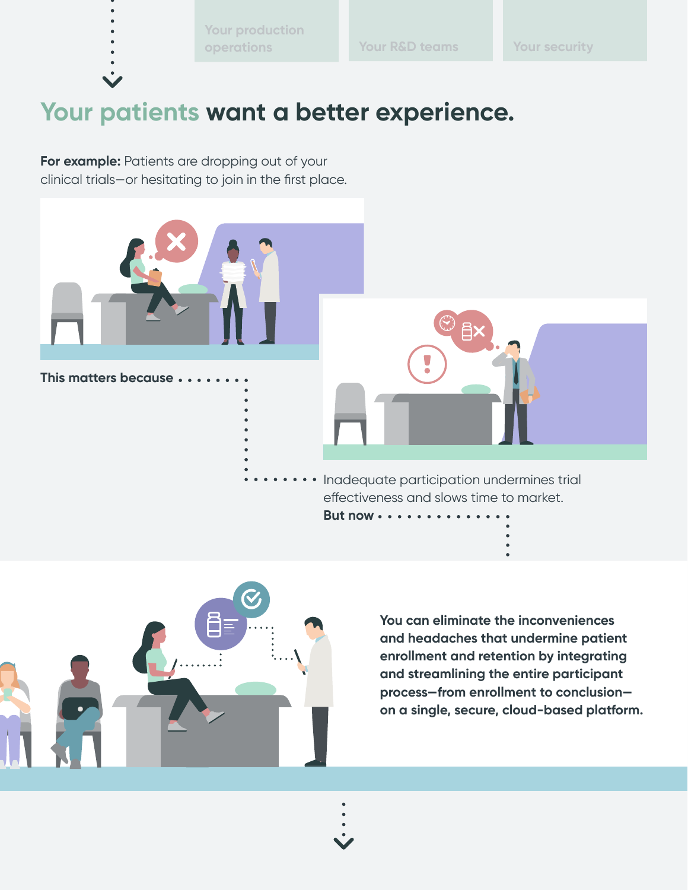Your production operations

Your R&D teams

Your security

## Your patients want a better experience.

**For example:** Patients are dropping out of your clinical trials—or hesitating to join in the first place.

**This matters because**

Inadequate participation undermines trial effectiveness and slows time to market.

**But now**

**You can eliminate the inconveniences and headaches that undermine patient enrollment and retention by integrating and streamlining the entire participant process—from enrollment to conclusion—on a single, secure, cloud-based platform.**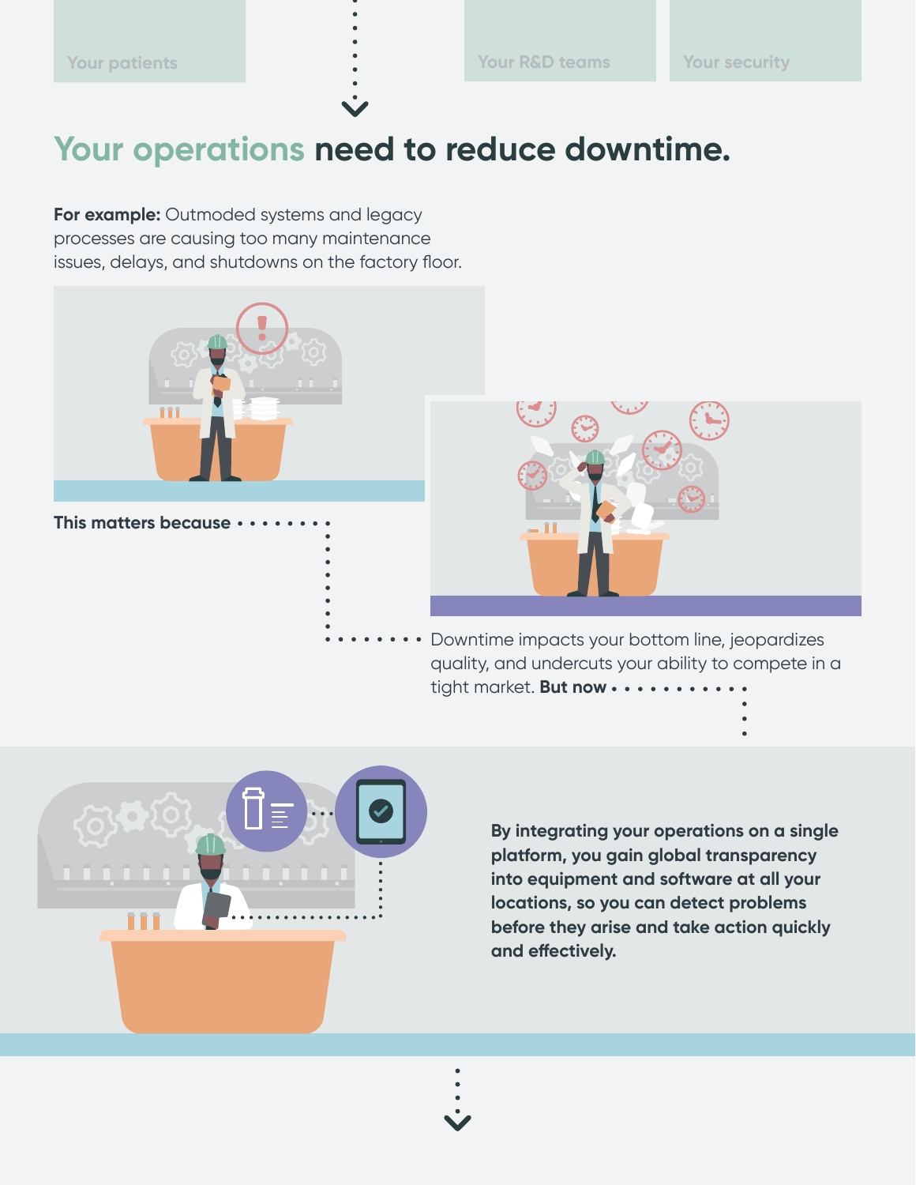Your patients

Your R&D teams

Your security

## Your operations need to reduce downtime.

**For example:** Outmoded systems and legacy processes are causing too many maintenance issues, delays, and shutdowns on the factory floor.

**This matters because** Downtime impacts your bottom line, jeopardizes quality, and undercuts your ability to compete in a tight market. **But now**

**By integrating your operations on a single platform, you gain global transparency into equipment and software at all your locations, so you can detect problems before they arise and take action quickly and effectively.**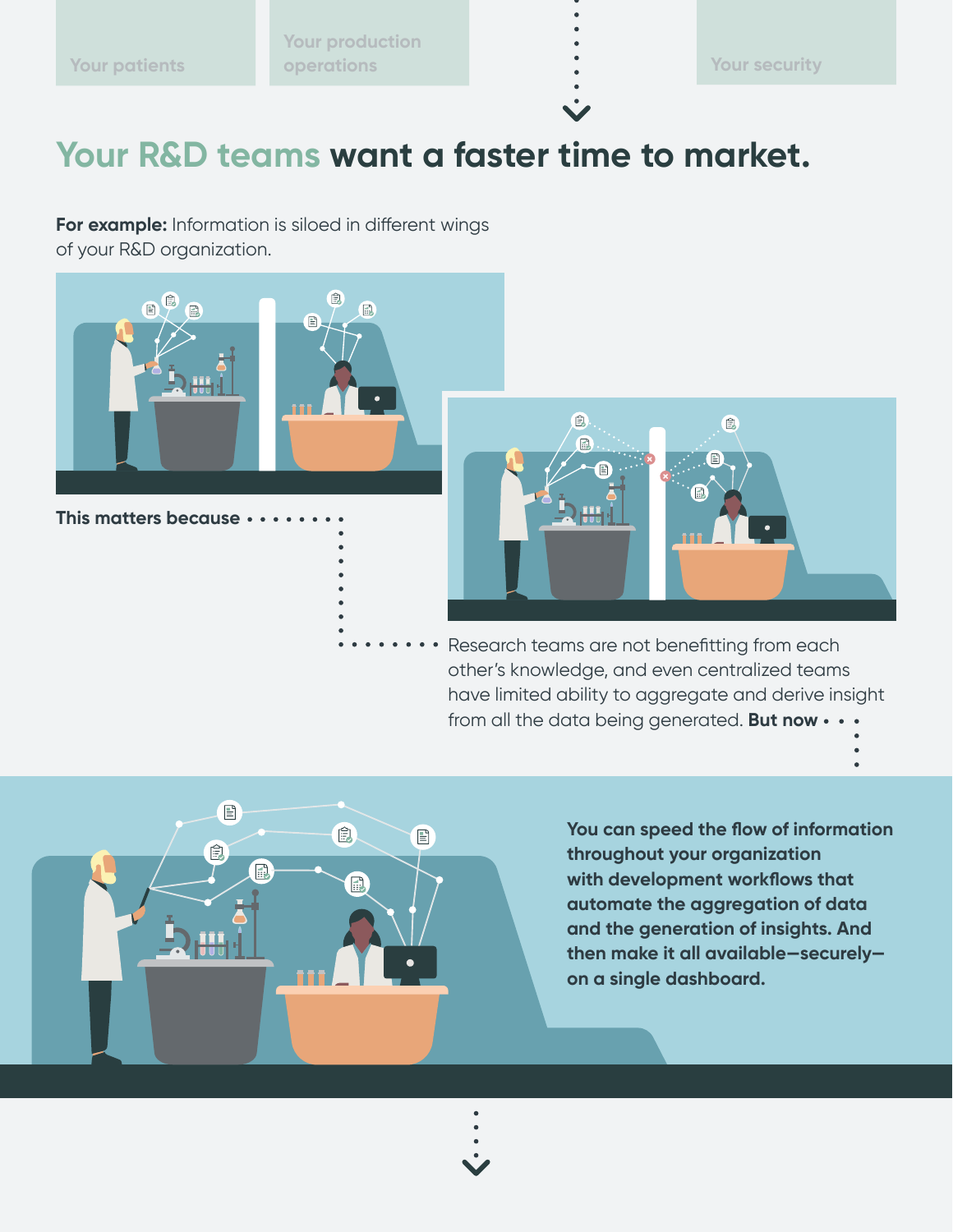Your patients

Your production operations

Your security

# Your R&D teams want a faster time to market.

**For example:** Information is siloed in different wings of your R&D organization.

**This matters because**

Research teams are not benefitting from each other's knowledge, and even centralized teams have limited ability to aggregate and derive insight from all the data being generated. **But now**

**You can speed the flow of information throughout your organization with development workflows that automate the aggregation of data and the generation of insights. And then make it all available—securely—on a single dashboard.**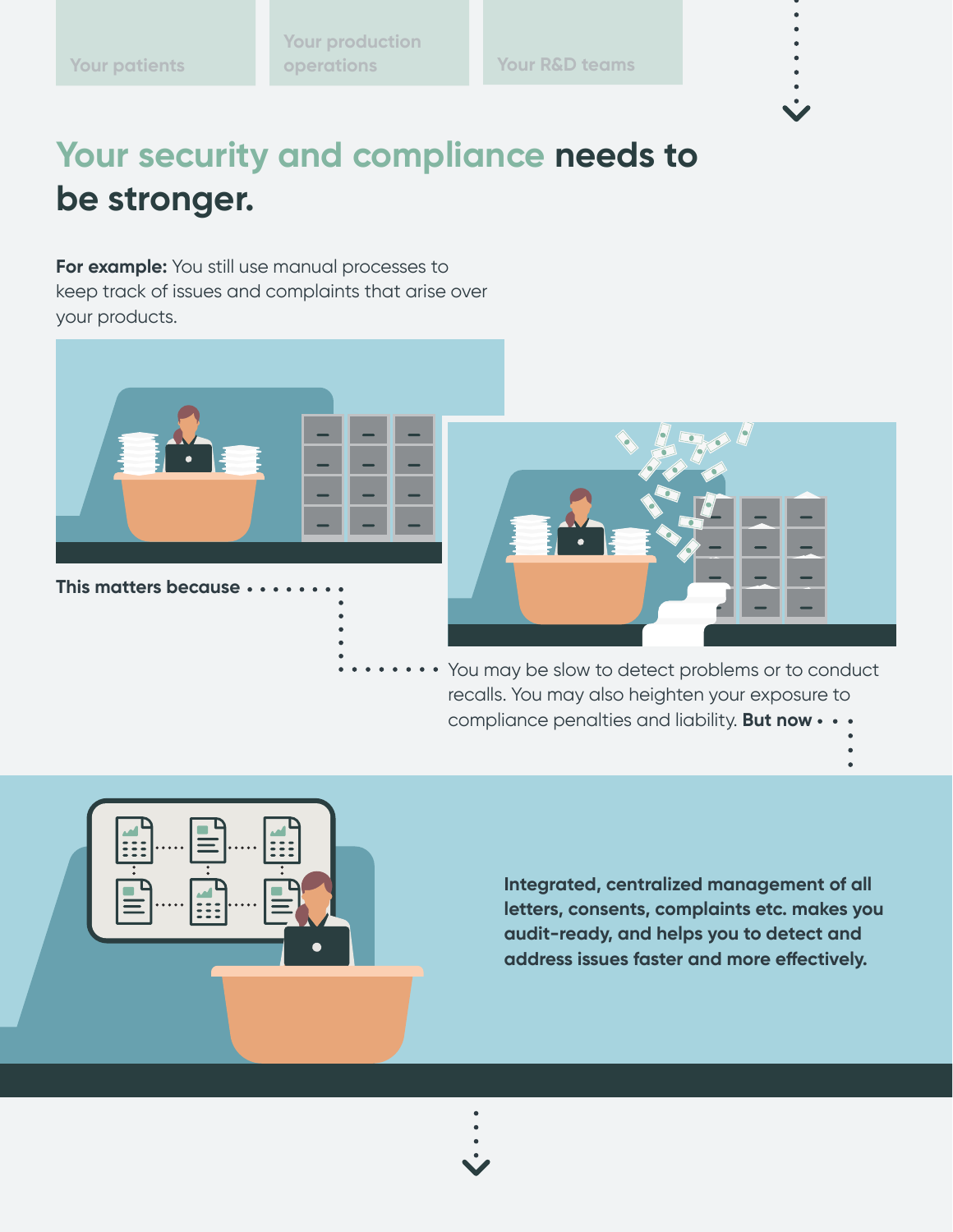Your patients

Your production operations

Your R&D teams

## Your security and compliance needs to be stronger.

**For example:** You still use manual processes to keep track of issues and complaints that arise over your products.

**This matters because**

You may be slow to detect problems or to conduct recalls. You may also heighten your exposure to compliance penalties and liability. **But now**

**Integrated, centralized management of all letters, consents, complaints etc. makes you audit-ready, and helps you to detect and address issues faster and more effectively.**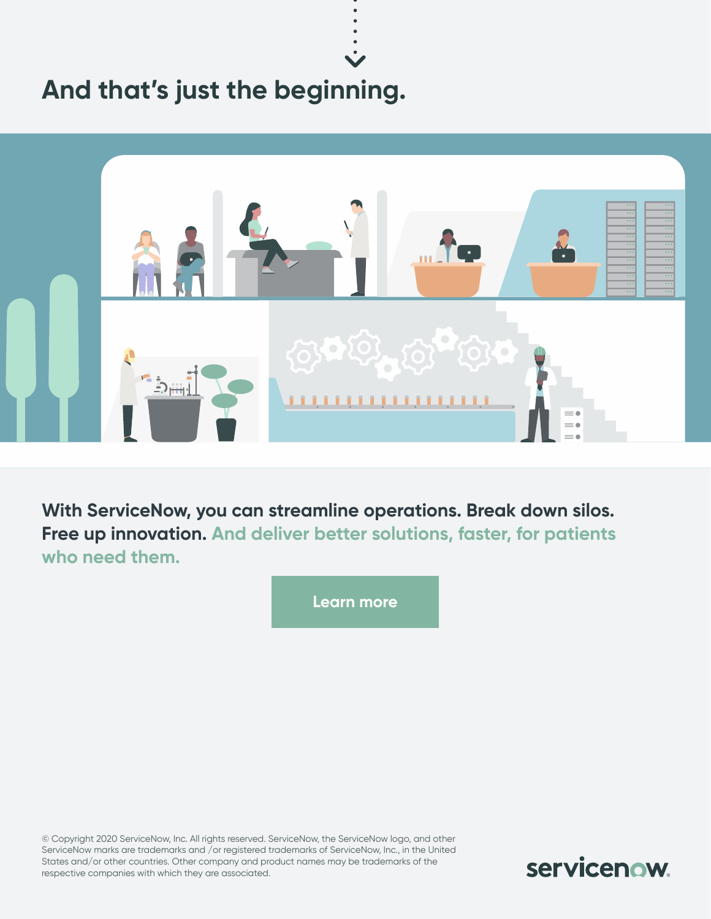# And that's just the beginning.

**With ServiceNow, you can streamline operations. Break down silos. Free up innovation. And deliver better solutions, faster, for patients who need them.**

Learn more

© Copyright 2020 ServiceNow, Inc. All rights reserved. ServiceNow, the ServiceNow logo, and other ServiceNow marks are trademarks and /or registered trademarks of ServiceNow, Inc., in the United States and/or other countries. Other company and product names may be trademarks of the respective companies with which they are associated.

servicenow.